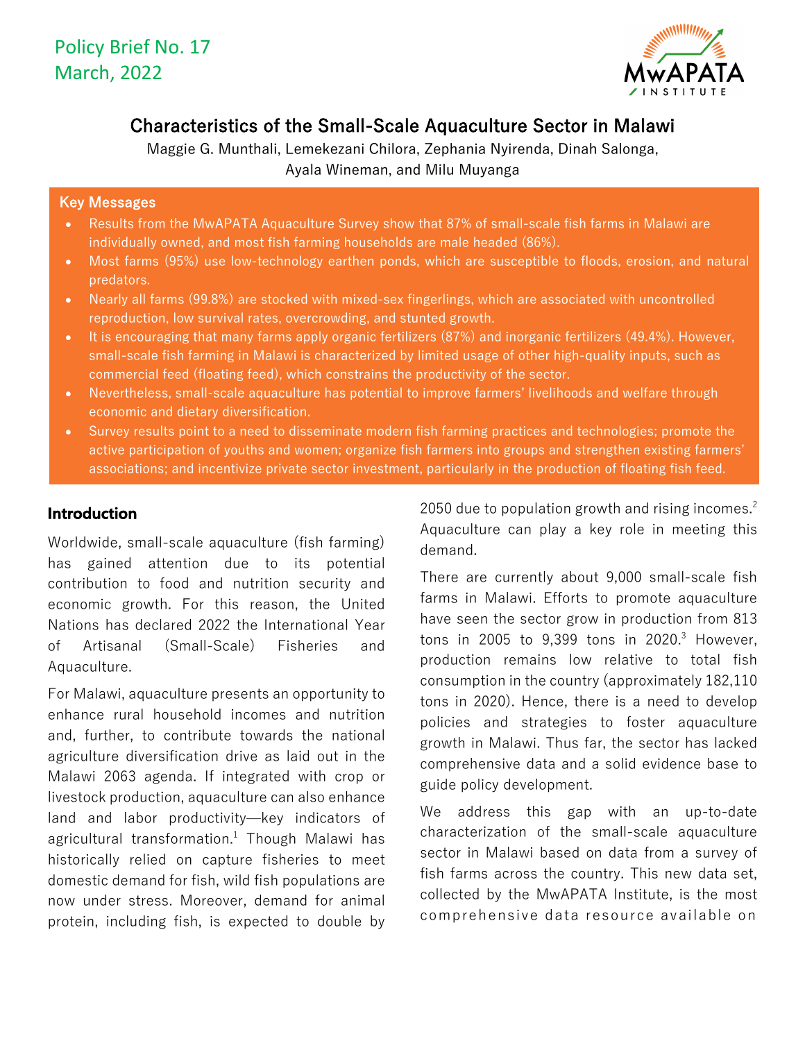Policy Brief No. 17
March, 2022

# Characteristics of the Small-Scale Aquaculture Sector in Malawi

Maggie G. Munthali, Lemekezani Chilora, Zephania Nyirenda, Dinah Salonga, Ayala Wineman, and Milu Muyanga

## Key Messages

- Results from the MwAPATA Aquaculture Survey show that 87% of small-scale fish farms in Malawi are individually owned, and most fish farming households are male headed (86%).
- Most farms (95%) use low-technology earthen ponds, which are susceptible to floods, erosion, and natural predators.
- Nearly all farms (99.8%) are stocked with mixed-sex fingerlings, which are associated with uncontrolled reproduction, low survival rates, overcrowding, and stunted growth.
- It is encouraging that many farms apply organic fertilizers (87%) and inorganic fertilizers (49.4%). However, small-scale fish farming in Malawi is characterized by limited usage of other high-quality inputs, such as commercial feed (floating feed), which constrains the productivity of the sector.
- Nevertheless, small-scale aquaculture has potential to improve farmers' livelihoods and welfare through economic and dietary diversification.
- Survey results point to a need to disseminate modern fish farming practices and technologies; promote the active participation of youths and women; organize fish farmers into groups and strengthen existing farmers' associations; and incentivize private sector investment, particularly in the production of floating fish feed.

## Introduction

Worldwide, small-scale aquaculture (fish farming) has gained attention due to its potential contribution to food and nutrition security and economic growth. For this reason, the United Nations has declared 2022 the International Year of Artisanal (Small-Scale) Fisheries and Aquaculture.

For Malawi, aquaculture presents an opportunity to enhance rural household incomes and nutrition and, further, to contribute towards the national agriculture diversification drive as laid out in the Malawi 2063 agenda. If integrated with crop or livestock production, aquaculture can also enhance land and labor productivity—key indicators of agricultural transformation.[1] Though Malawi has historically relied on capture fisheries to meet domestic demand for fish, wild fish populations are now under stress. Moreover, demand for animal protein, including fish, is expected to double by 2050 due to population growth and rising incomes.[2] Aquaculture can play a key role in meeting this demand.

There are currently about 9,000 small-scale fish farms in Malawi. Efforts to promote aquaculture have seen the sector grow in production from 813 tons in 2005 to 9,399 tons in 2020.[3] However, production remains low relative to total fish consumption in the country (approximately 182,110 tons in 2020). Hence, there is a need to develop policies and strategies to foster aquaculture growth in Malawi. Thus far, the sector has lacked comprehensive data and a solid evidence base to guide policy development.

We address this gap with an up-to-date characterization of the small-scale aquaculture sector in Malawi based on data from a survey of fish farms across the country. This new data set, collected by the MwAPATA Institute, is the most comprehensive data resource available on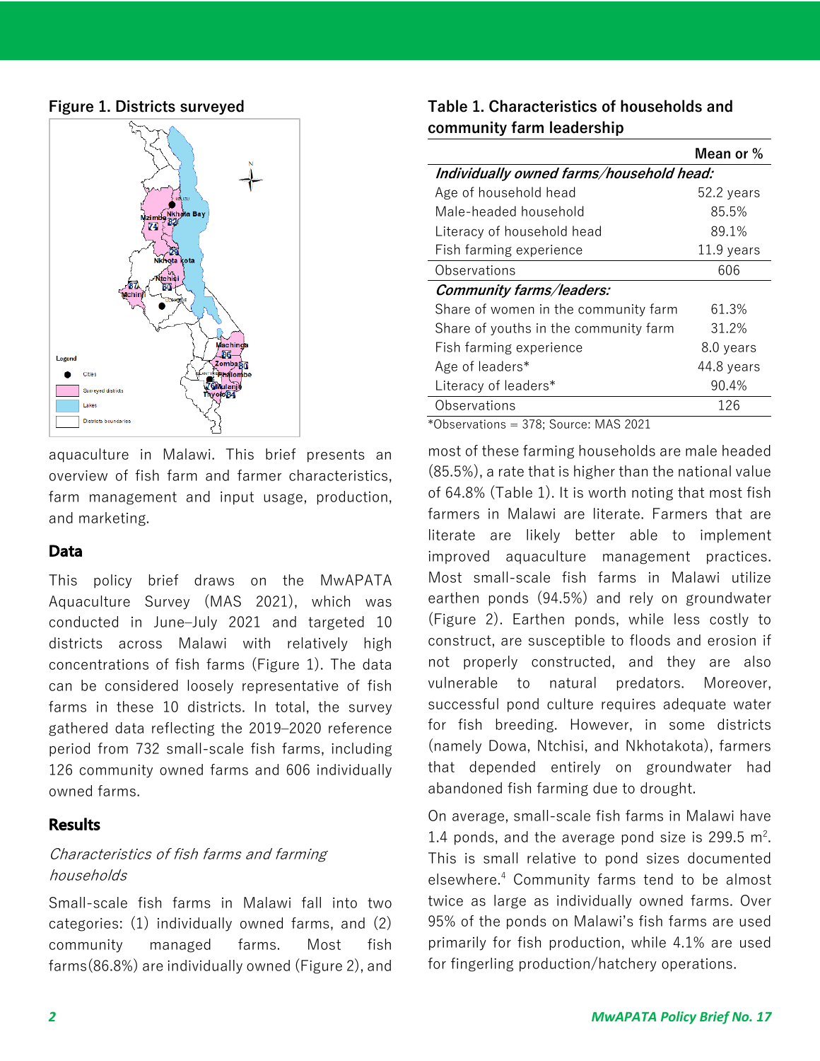**Figure 1. Districts surveyed**

aquaculture in Malawi. This brief presents an overview of fish farm and farmer characteristics, farm management and input usage, production, and marketing.

## Data

This policy brief draws on the MwAPATA Aquaculture Survey (MAS 2021), which was conducted in June–July 2021 and targeted 10 districts across Malawi with relatively high concentrations of fish farms (Figure 1). The data can be considered loosely representative of fish farms in these 10 districts. In total, the survey gathered data reflecting the 2019–2020 reference period from 732 small-scale fish farms, including 126 community owned farms and 606 individually owned farms.

## Results

*Characteristics of fish farms and farming households*

Small-scale fish farms in Malawi fall into two categories: (1) individually owned farms, and (2) community managed farms. Most fish farms(86.8%) are individually owned (Figure 2), and most of these farming households are male headed (85.5%), a rate that is higher than the national value of 64.8% (Table 1). It is worth noting that most fish farmers in Malawi are literate. Farmers that are literate are likely better able to implement improved aquaculture management practices. Most small-scale fish farms in Malawi utilize earthen ponds (94.5%) and rely on groundwater (Figure 2). Earthen ponds, while less costly to construct, are susceptible to floods and erosion if not properly constructed, and they are also vulnerable to natural predators. Moreover, successful pond culture requires adequate water for fish breeding. However, in some districts (namely Dowa, Ntchisi, and Nkhotakota), farmers that depended entirely on groundwater had abandoned fish farming due to drought.

**Table 1. Characteristics of households and community farm leadership**

| | Mean or % |
|---|---|
| ***Individually owned farms/household head:*** | |
| Age of household head | 52.2 years |
| Male-headed household | 85.5% |
| Literacy of household head | 89.1% |
| Fish farming experience | 11.9 years |
| Observations | 606 |
| ***Community farms/leaders:*** | |
| Share of women in the community farm | 61.3% |
| Share of youths in the community farm | 31.2% |
| Fish farming experience | 8.0 years |
| Age of leaders* | 44.8 years |
| Literacy of leaders* | 90.4% |
| Observations | 126 |

*Observations = 378; Source: MAS 2021

On average, small-scale fish farms in Malawi have 1.4 ponds, and the average pond size is 299.5 m$^2$. This is small relative to pond sizes documented elsewhere.[4] Community farms tend to be almost twice as large as individually owned farms. Over 95% of the ponds on Malawi's fish farms are used primarily for fish production, while 4.1% are used for fingerling production/hatchery operations.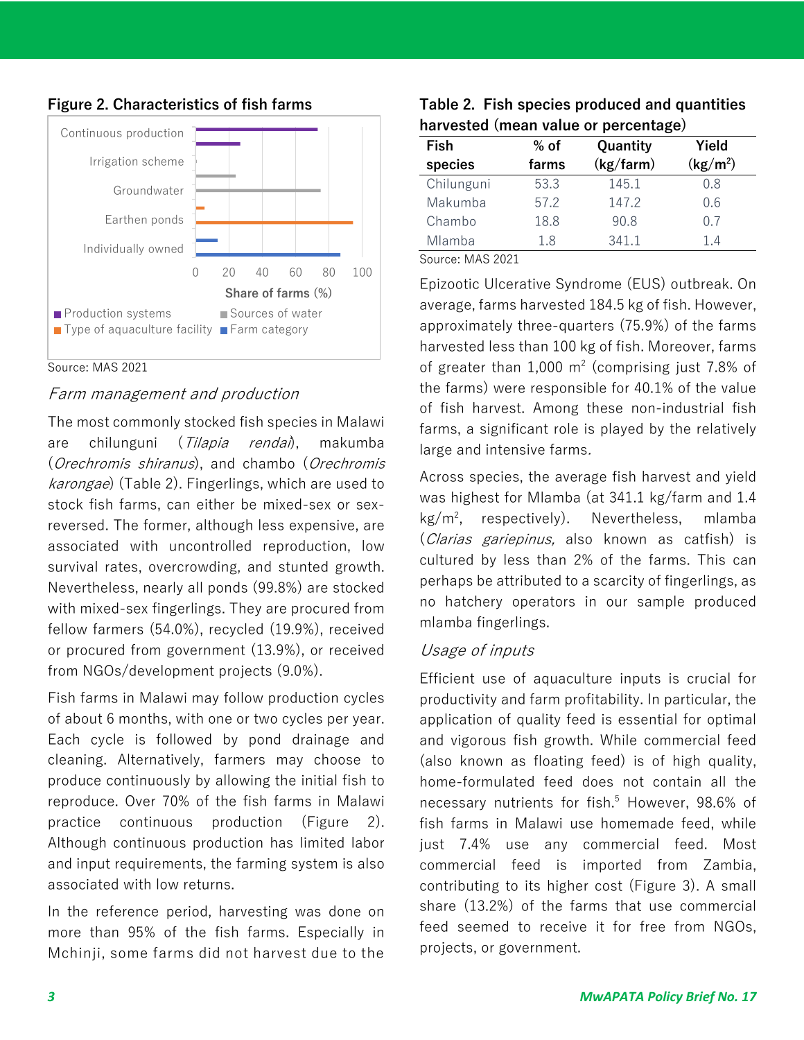**Figure 2. Characteristics of fish farms**

Source: MAS 2021

### *Farm management and production*

The most commonly stocked fish species in Malawi are chilunguni (*Tilapia rendai*), makumba (*Orechromis shiranus*), and chambo (*Orechromis karongae*) (Table 2). Fingerlings, which are used to stock fish farms, can either be mixed-sex or sex-reversed. The former, although less expensive, are associated with uncontrolled reproduction, low survival rates, overcrowding, and stunted growth. Nevertheless, nearly all ponds (99.8%) are stocked with mixed-sex fingerlings. They are procured from fellow farmers (54.0%), recycled (19.9%), received or procured from government (13.9%), or received from NGOs/development projects (9.0%).

Fish farms in Malawi may follow production cycles of about 6 months, with one or two cycles per year. Each cycle is followed by pond drainage and cleaning. Alternatively, farmers may choose to produce continuously by allowing the initial fish to reproduce. Over 70% of the fish farms in Malawi practice continuous production (Figure 2). Although continuous production has limited labor and input requirements, the farming system is also associated with low returns.

In the reference period, harvesting was done on more than 95% of the fish farms. Especially in Mchinji, some farms did not harvest due to the Epizootic Ulcerative Syndrome (EUS) outbreak. On average, farms harvested 184.5 kg of fish. However, approximately three-quarters (75.9%) of the farms harvested less than 100 kg of fish. Moreover, farms of greater than 1,000 $m^2$ (comprising just 7.8% of the farms) were responsible for 40.1% of the value of fish harvest. Among these non-industrial fish farms, a significant role is played by the relatively large and intensive farms.

**Table 2. Fish species produced and quantities harvested (mean value or percentage)**

| Fish species | % of farms | Quantity (kg/farm) | Yield (kg/$m^2$) |
|---|---|---|---|
| Chilunguni | 53.3 | 145.1 | 0.8 |
| Makumba | 57.2 | 147.2 | 0.6 |
| Chambo | 18.8 | 90.8 | 0.7 |
| Mlamba | 1.8 | 341.1 | 1.4 |

Source: MAS 2021

Across species, the average fish harvest and yield was highest for Mlamba (at 341.1 kg/farm and 1.4 kg/$m^2$, respectively). Nevertheless, mlamba (*Clarias gariepinus,* also known as catfish) is cultured by less than 2% of the farms. This can perhaps be attributed to a scarcity of fingerlings, as no hatchery operators in our sample produced mlamba fingerlings.

### *Usage of inputs*

Efficient use of aquaculture inputs is crucial for productivity and farm profitability. In particular, the application of quality feed is essential for optimal and vigorous fish growth. While commercial feed (also known as floating feed) is of high quality, home-formulated feed does not contain all the necessary nutrients for fish.[5] However, 98.6% of fish farms in Malawi use homemade feed, while just 7.4% use any commercial feed. Most commercial feed is imported from Zambia, contributing to its higher cost (Figure 3). A small share (13.2%) of the farms that use commercial feed seemed to receive it for free from NGOs, projects, or government.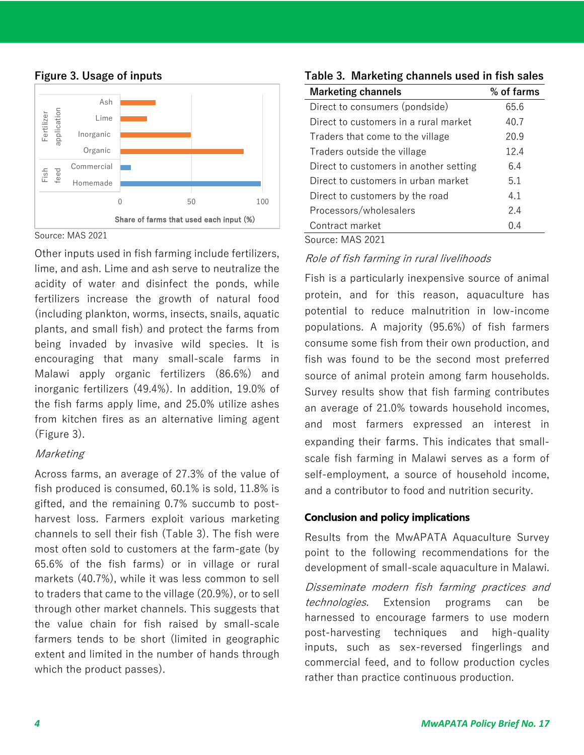**Figure 3. Usage of inputs**

Source: MAS 2021

Other inputs used in fish farming include fertilizers, lime, and ash. Lime and ash serve to neutralize the acidity of water and disinfect the ponds, while fertilizers increase the growth of natural food (including plankton, worms, insects, snails, aquatic plants, and small fish) and protect the farms from being invaded by invasive wild species. It is encouraging that many small-scale farms in Malawi apply organic fertilizers (86.6%) and inorganic fertilizers (49.4%). In addition, 19.0% of the fish farms apply lime, and 25.0% utilize ashes from kitchen fires as an alternative liming agent (Figure 3).

*Marketing*

Across farms, an average of 27.3% of the value of fish produced is consumed, 60.1% is sold, 11.8% is gifted, and the remaining 0.7% succumb to post-harvest loss. Farmers exploit various marketing channels to sell their fish (Table 3). The fish were most often sold to customers at the farm-gate (by 65.6% of the fish farms) or in village or rural markets (40.7%), while it was less common to sell to traders that came to the village (20.9%), or to sell through other market channels. This suggests that the value chain for fish raised by small-scale farmers tends to be short (limited in geographic extent and limited in the number of hands through which the product passes).

**Table 3. Marketing channels used in fish sales**

| Marketing channels | % of farms |
|---|---|
| Direct to consumers (pondside) | 65.6 |
| Direct to customers in a rural market | 40.7 |
| Traders that come to the village | 20.9 |
| Traders outside the village | 12.4 |
| Direct to customers in another setting | 6.4 |
| Direct to customers in urban market | 5.1 |
| Direct to customers by the road | 4.1 |
| Processors/wholesalers | 2.4 |
| Contract market | 0.4 |

Source: MAS 2021

*Role of fish farming in rural livelihoods*

Fish is a particularly inexpensive source of animal protein, and for this reason, aquaculture has potential to reduce malnutrition in low-income populations. A majority (95.6%) of fish farmers consume some fish from their own production, and fish was found to be the second most preferred source of animal protein among farm households. Survey results show that fish farming contributes an average of 21.0% towards household incomes, and most farmers expressed an interest in expanding their farms. This indicates that small-scale fish farming in Malawi serves as a form of self-employment, a source of household income, and a contributor to food and nutrition security.

## Conclusion and policy implications

Results from the MwAPATA Aquaculture Survey point to the following recommendations for the development of small-scale aquaculture in Malawi.

*Disseminate modern fish farming practices and technologies.* Extension programs can be harnessed to encourage farmers to use modern post-harvesting techniques and high-quality inputs, such as sex-reversed fingerlings and commercial feed, and to follow production cycles rather than practice continuous production.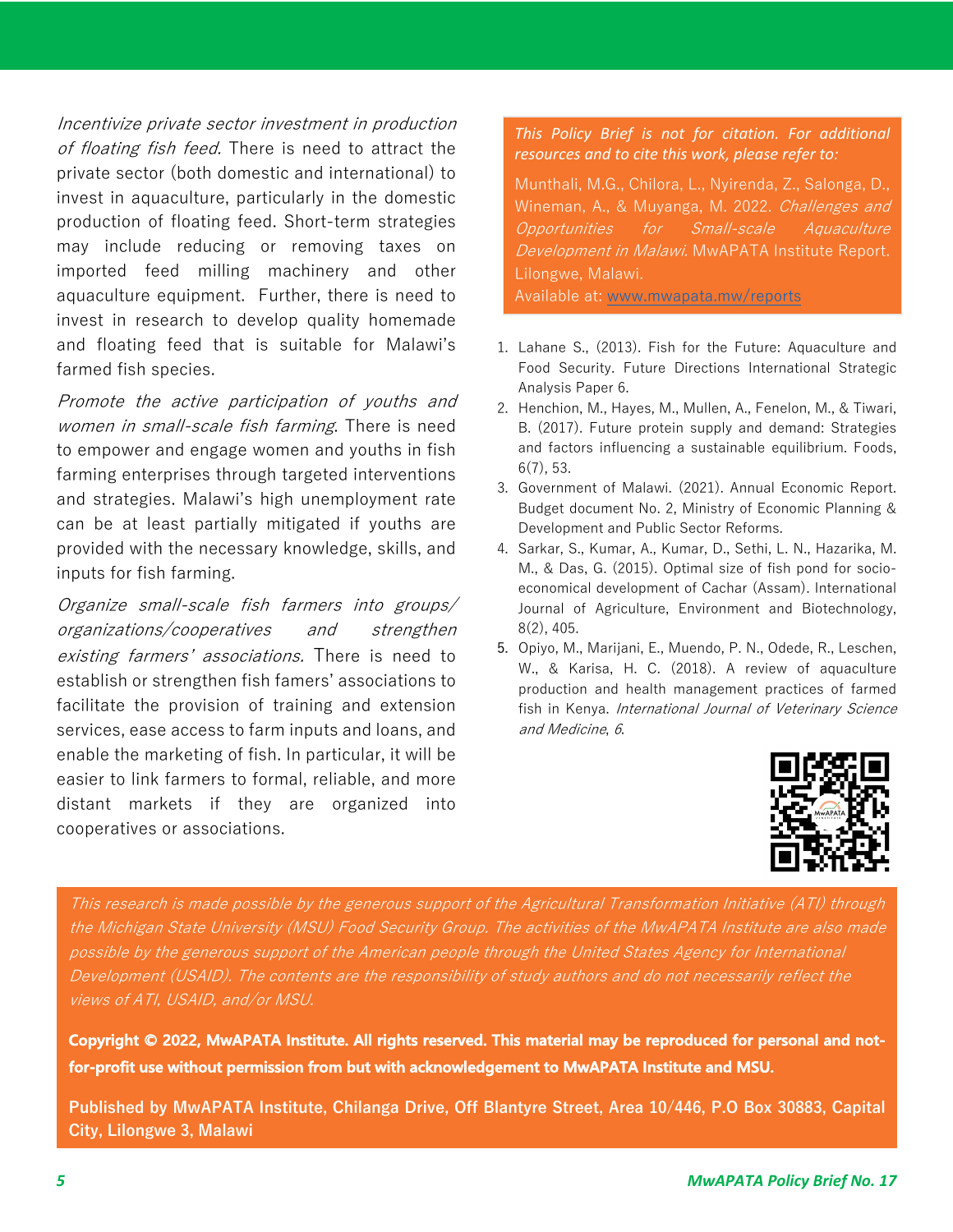*Incentivize private sector investment in production of floating fish feed.* There is need to attract the private sector (both domestic and international) to invest in aquaculture, particularly in the domestic production of floating feed. Short-term strategies may include reducing or removing taxes on imported feed milling machinery and other aquaculture equipment. Further, there is need to invest in research to develop quality homemade and floating feed that is suitable for Malawi's farmed fish species.

*Promote the active participation of youths and women in small-scale fish farming.* There is need to empower and engage women and youths in fish farming enterprises through targeted interventions and strategies. Malawi's high unemployment rate can be at least partially mitigated if youths are provided with the necessary knowledge, skills, and inputs for fish farming.

*Organize small-scale fish farmers into groups/organizations/cooperatives and strengthen existing farmers' associations.* There is need to establish or strengthen fish famers' associations to facilitate the provision of training and extension services, ease access to farm inputs and loans, and enable the marketing of fish. In particular, it will be easier to link farmers to formal, reliable, and more distant markets if they are organized into cooperatives or associations.

*This Policy Brief is not for citation. For additional resources and to cite this work, please refer to:*

Munthali, M.G., Chilora, L., Nyirenda, Z., Salonga, D., Wineman, A., & Muyanga, M. 2022. *Challenges and Opportunities for Small-scale Aquaculture Development in Malawi.* MwAPATA Institute Report. Lilongwe, Malawi.
Available at: www.mwapata.mw/reports

1. Lahane S., (2013). Fish for the Future: Aquaculture and Food Security. Future Directions International Strategic Analysis Paper 6.
2. Henchion, M., Hayes, M., Mullen, A., Fenelon, M., & Tiwari, B. (2017). Future protein supply and demand: Strategies and factors influencing a sustainable equilibrium. Foods, 6(7), 53.
3. Government of Malawi. (2021). Annual Economic Report. Budget document No. 2, Ministry of Economic Planning & Development and Public Sector Reforms.
4. Sarkar, S., Kumar, A., Kumar, D., Sethi, L. N., Hazarika, M. M., & Das, G. (2015). Optimal size of fish pond for socio-economical development of Cachar (Assam). International Journal of Agriculture, Environment and Biotechnology, 8(2), 405.
5. Opiyo, M., Marijani, E., Muendo, P. N., Odede, R., Leschen, W., & Karisa, H. C. (2018). A review of aquaculture production and health management practices of farmed fish in Kenya. *International Journal of Veterinary Science and Medicine*, *6*.

*This research is made possible by the generous support of the Agricultural Transformation Initiative (ATI) through the Michigan State University (MSU) Food Security Group. The activities of the MwAPATA Institute are also made possible by the generous support of the American people through the United States Agency for International Development (USAID). The contents are the responsibility of study authors and do not necessarily reflect the views of ATI, USAID, and/or MSU.*

**Copyright © 2022, MwAPATA Institute. All rights reserved. This material may be reproduced for personal and not-for-profit use without permission from but with acknowledgement to MwAPATA Institute and MSU.**

**Published by MwAPATA Institute, Chilanga Drive, Off Blantyre Street, Area 10/446, P.O Box 30883, Capital City, Lilongwe 3, Malawi**